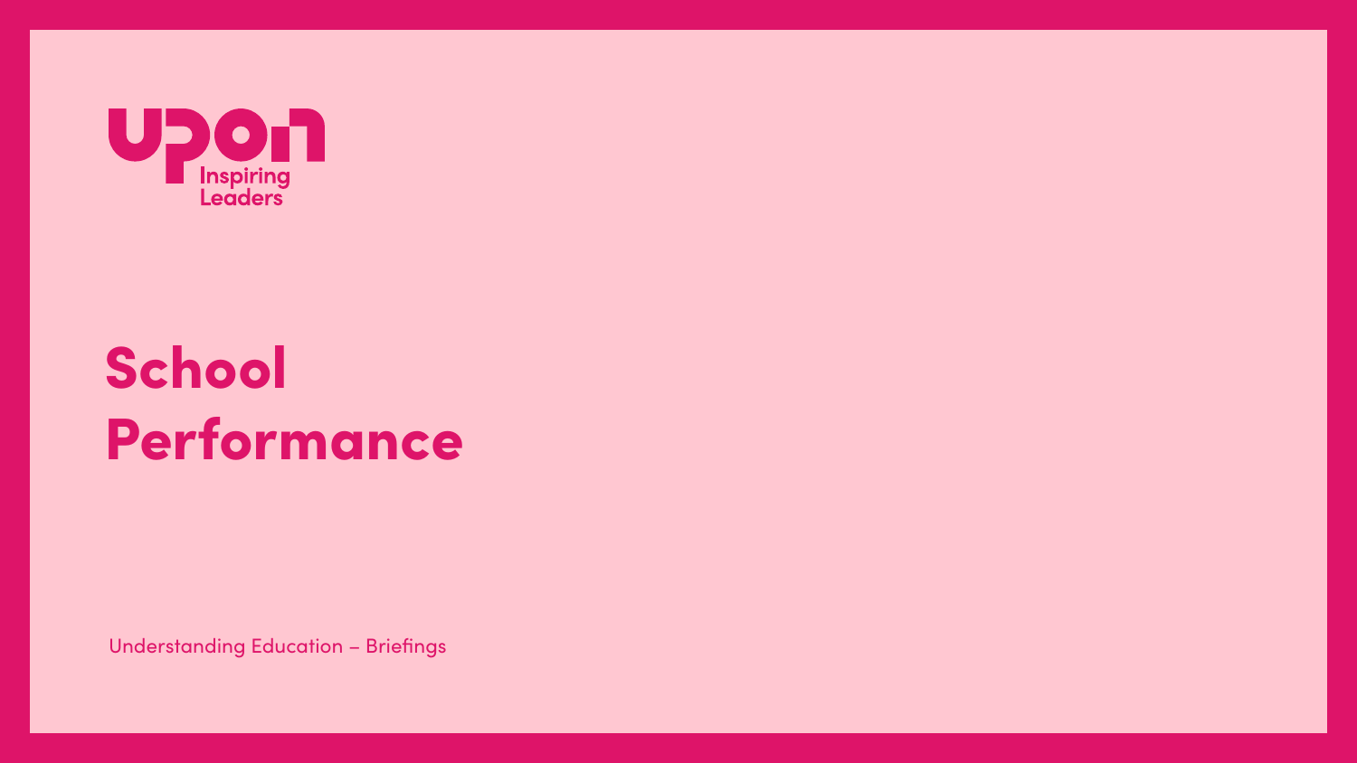upon Inspiring Leaders

# School Performance

Understanding Education – Briefings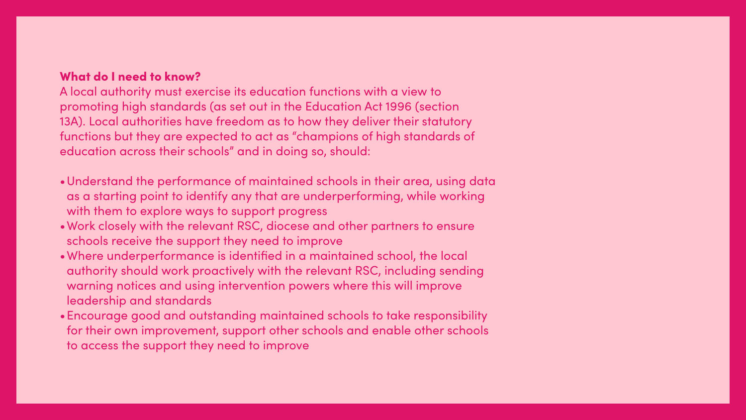**What do I need to know?**

A local authority must exercise its education functions with a view to promoting high standards (as set out in the Education Act 1996 (section 13A). Local authorities have freedom as to how they deliver their statutory functions but they are expected to act as "champions of high standards of education across their schools" and in doing so, should:

- Understand the performance of maintained schools in their area, using data as a starting point to identify any that are underperforming, while working with them to explore ways to support progress
- Work closely with the relevant RSC, diocese and other partners to ensure schools receive the support they need to improve
- Where underperformance is identified in a maintained school, the local authority should work proactively with the relevant RSC, including sending warning notices and using intervention powers where this will improve leadership and standards
- Encourage good and outstanding maintained schools to take responsibility for their own improvement, support other schools and enable other schools to access the support they need to improve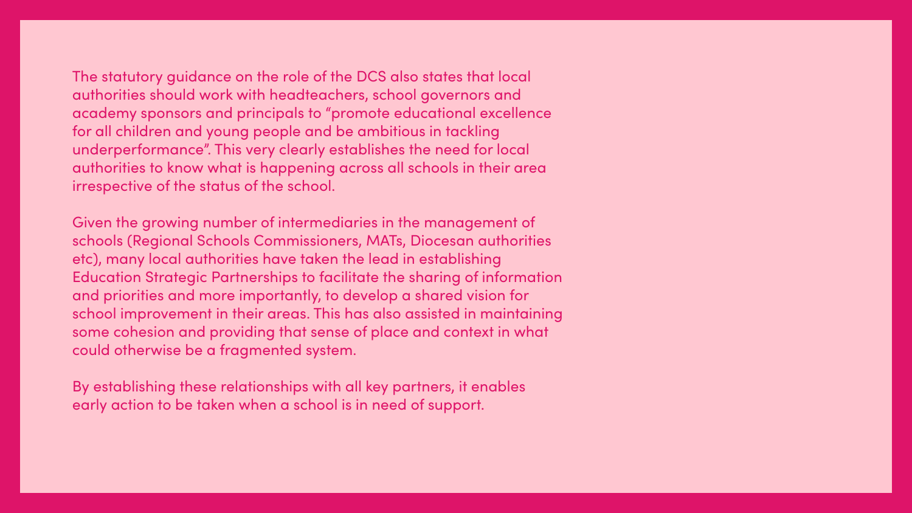The statutory guidance on the role of the DCS also states that local authorities should work with headteachers, school governors and academy sponsors and principals to "promote educational excellence for all children and young people and be ambitious in tackling underperformance". This very clearly establishes the need for local authorities to know what is happening across all schools in their area irrespective of the status of the school.

Given the growing number of intermediaries in the management of schools (Regional Schools Commissioners, MATs, Diocesan authorities etc), many local authorities have taken the lead in establishing Education Strategic Partnerships to facilitate the sharing of information and priorities and more importantly, to develop a shared vision for school improvement in their areas. This has also assisted in maintaining some cohesion and providing that sense of place and context in what could otherwise be a fragmented system.

By establishing these relationships with all key partners, it enables early action to be taken when a school is in need of support.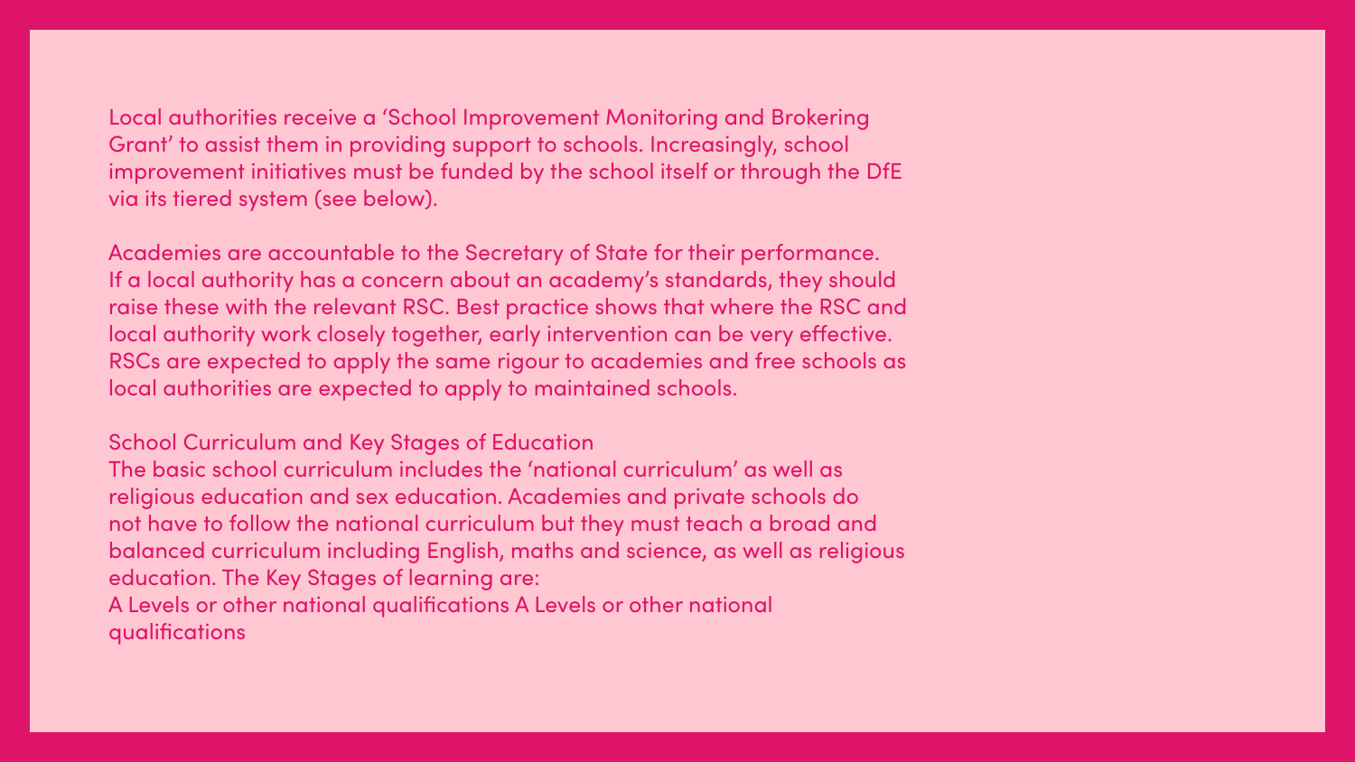Local authorities receive a 'School Improvement Monitoring and Brokering Grant' to assist them in providing support to schools. Increasingly, school improvement initiatives must be funded by the school itself or through the DfE via its tiered system (see below).

Academies are accountable to the Secretary of State for their performance. If a local authority has a concern about an academy's standards, they should raise these with the relevant RSC. Best practice shows that where the RSC and local authority work closely together, early intervention can be very effective. RSCs are expected to apply the same rigour to academies and free schools as local authorities are expected to apply to maintained schools.

## School Curriculum and Key Stages of Education

The basic school curriculum includes the 'national curriculum' as well as religious education and sex education. Academies and private schools do not have to follow the national curriculum but they must teach a broad and balanced curriculum including English, maths and science, as well as religious education. The Key Stages of learning are:

A Levels or other national qualifications A Levels or other national qualifications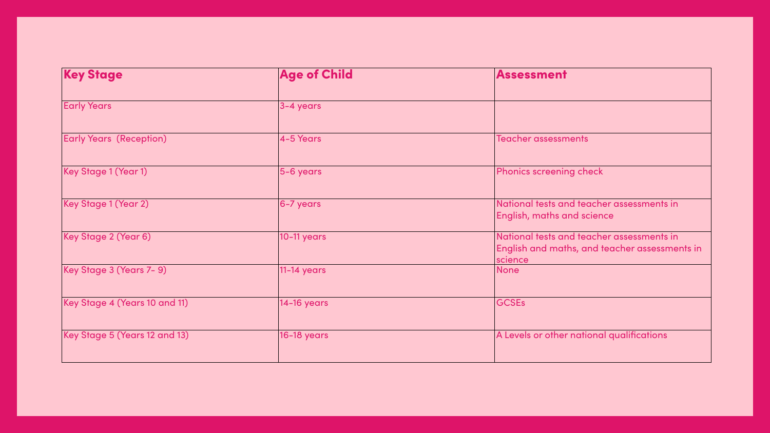| Key Stage | Age of Child | Assessment |
| --- | --- | --- |
| Early Years | 3-4 years | |
| Early Years (Reception) | 4-5 Years | Teacher assessments |
| Key Stage 1 (Year 1) | 5-6 years | Phonics screening check |
| Key Stage 1 (Year 2) | 6-7 years | National tests and teacher assessments in English, maths and science |
| Key Stage 2 (Year 6) | 10-11 years | National tests and teacher assessments in English and maths, and teacher assessments in science |
| Key Stage 3 (Years 7- 9) | 11-14 years | None |
| Key Stage 4 (Years 10 and 11) | 14-16 years | GCSEs |
| Key Stage 5 (Years 12 and 13) | 16-18 years | A Levels or other national qualifications |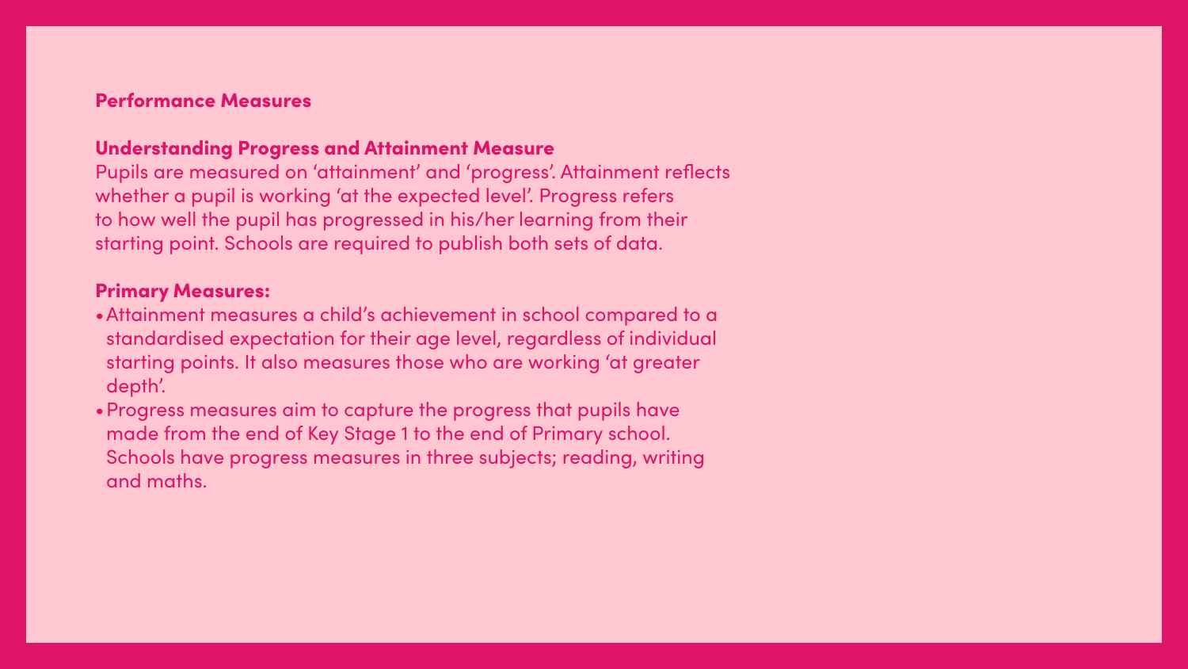## Performance Measures

### Understanding Progress and Attainment Measure

Pupils are measured on 'attainment' and 'progress'. Attainment reflects whether a pupil is working 'at the expected level'. Progress refers to how well the pupil has progressed in his/her learning from their starting point. Schools are required to publish both sets of data.

### Primary Measures:

- Attainment measures a child's achievement in school compared to a standardised expectation for their age level, regardless of individual starting points. It also measures those who are working 'at greater depth'.
- Progress measures aim to capture the progress that pupils have made from the end of Key Stage 1 to the end of Primary school. Schools have progress measures in three subjects; reading, writing and maths.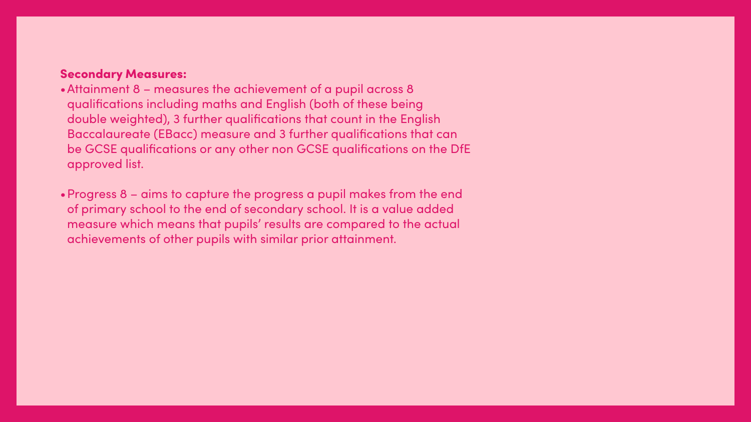**Secondary Measures:**

- Attainment 8 – measures the achievement of a pupil across 8 qualifications including maths and English (both of these being double weighted), 3 further qualifications that count in the English Baccalaureate (EBacc) measure and 3 further qualifications that can be GCSE qualifications or any other non GCSE qualifications on the DfE approved list.
- Progress 8 – aims to capture the progress a pupil makes from the end of primary school to the end of secondary school. It is a value added measure which means that pupils' results are compared to the actual achievements of other pupils with similar prior attainment.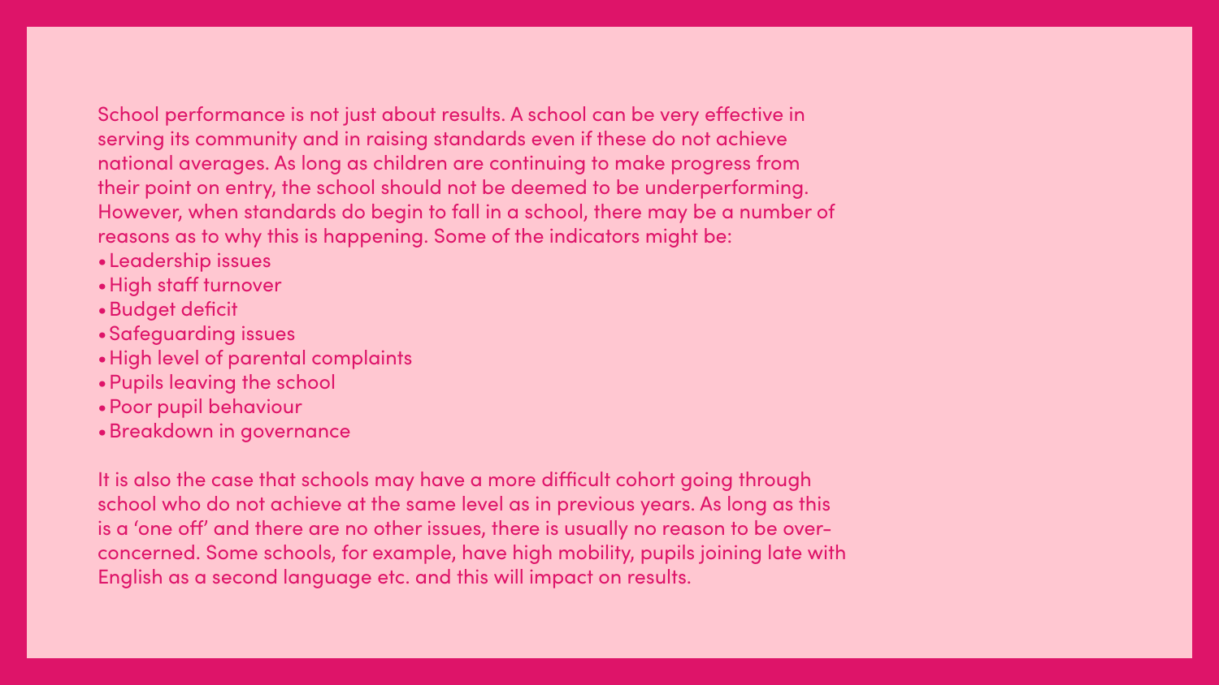School performance is not just about results. A school can be very effective in serving its community and in raising standards even if these do not achieve national averages. As long as children are continuing to make progress from their point on entry, the school should not be deemed to be underperforming. However, when standards do begin to fall in a school, there may be a number of reasons as to why this is happening. Some of the indicators might be:

- Leadership issues
- High staff turnover
- Budget deficit
- Safeguarding issues
- High level of parental complaints
- Pupils leaving the school
- Poor pupil behaviour
- Breakdown in governance

It is also the case that schools may have a more difficult cohort going through school who do not achieve at the same level as in previous years. As long as this is a 'one off' and there are no other issues, there is usually no reason to be over-concerned. Some schools, for example, have high mobility, pupils joining late with English as a second language etc. and this will impact on results.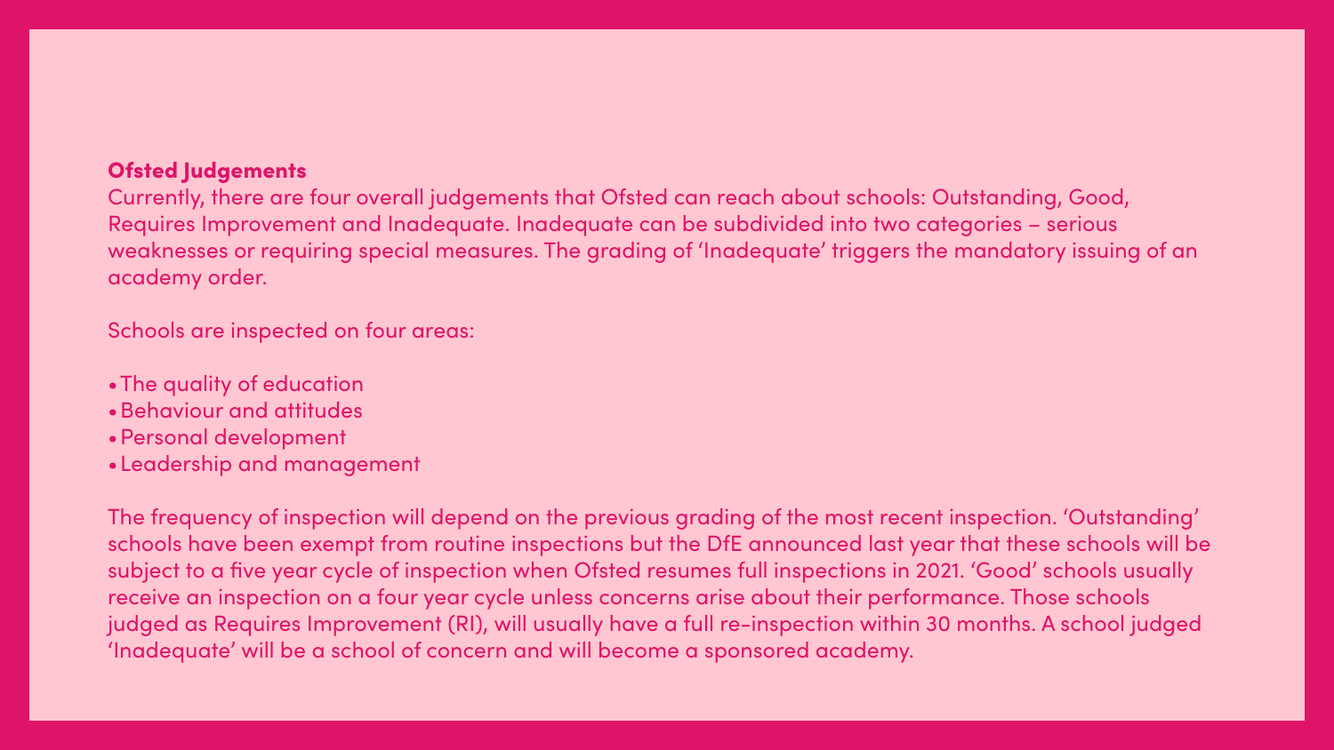## Ofsted Judgements

Currently, there are four overall judgements that Ofsted can reach about schools: Outstanding, Good, Requires Improvement and Inadequate. Inadequate can be subdivided into two categories – serious weaknesses or requiring special measures. The grading of 'Inadequate' triggers the mandatory issuing of an academy order.

Schools are inspected on four areas:

- The quality of education
- Behaviour and attitudes
- Personal development
- Leadership and management

The frequency of inspection will depend on the previous grading of the most recent inspection. 'Outstanding' schools have been exempt from routine inspections but the DfE announced last year that these schools will be subject to a five year cycle of inspection when Ofsted resumes full inspections in 2021. 'Good' schools usually receive an inspection on a four year cycle unless concerns arise about their performance. Those schools judged as Requires Improvement (RI), will usually have a full re-inspection within 30 months. A school judged 'Inadequate' will be a school of concern and will become a sponsored academy.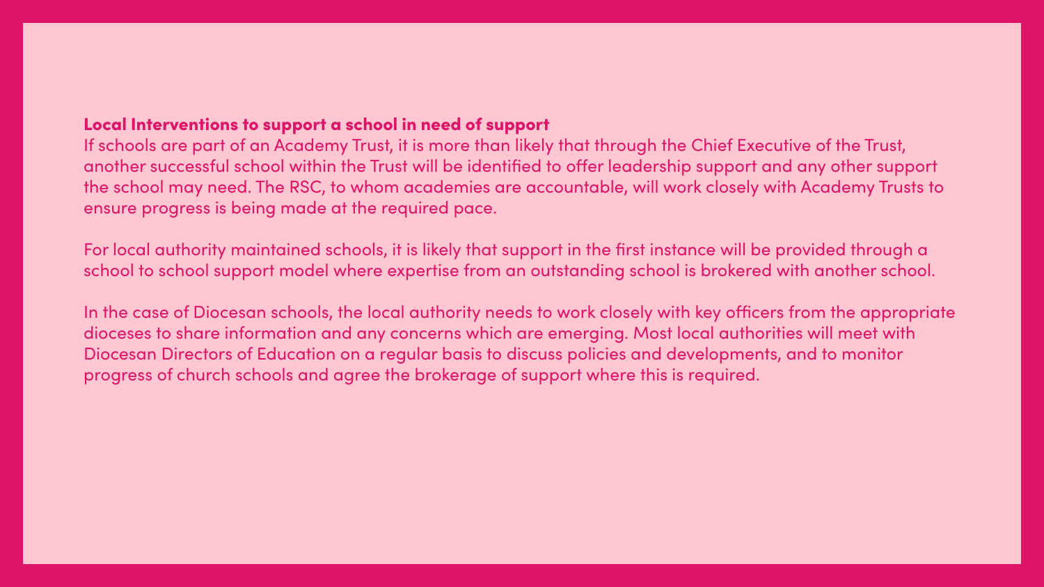**Local Interventions to support a school in need of support**

If schools are part of an Academy Trust, it is more than likely that through the Chief Executive of the Trust, another successful school within the Trust will be identified to offer leadership support and any other support the school may need. The RSC, to whom academies are accountable, will work closely with Academy Trusts to ensure progress is being made at the required pace.

For local authority maintained schools, it is likely that support in the first instance will be provided through a school to school support model where expertise from an outstanding school is brokered with another school.

In the case of Diocesan schools, the local authority needs to work closely with key officers from the appropriate dioceses to share information and any concerns which are emerging. Most local authorities will meet with Diocesan Directors of Education on a regular basis to discuss policies and developments, and to monitor progress of church schools and agree the brokerage of support where this is required.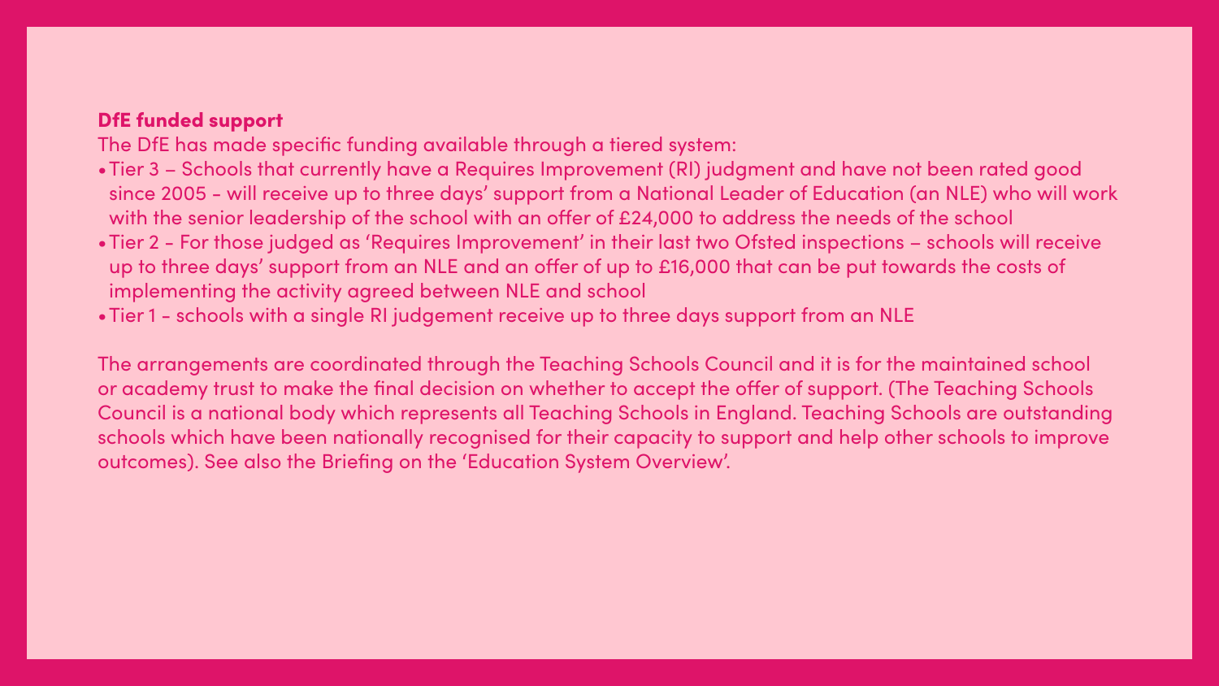**DfE funded support**

The DfE has made specific funding available through a tiered system:

- Tier 3 – Schools that currently have a Requires Improvement (RI) judgment and have not been rated good since 2005 - will receive up to three days' support from a National Leader of Education (an NLE) who will work with the senior leadership of the school with an offer of £24,000 to address the needs of the school
- Tier 2 - For those judged as 'Requires Improvement' in their last two Ofsted inspections – schools will receive up to three days' support from an NLE and an offer of up to £16,000 that can be put towards the costs of implementing the activity agreed between NLE and school
- Tier 1 - schools with a single RI judgement receive up to three days support from an NLE

The arrangements are coordinated through the Teaching Schools Council and it is for the maintained school or academy trust to make the final decision on whether to accept the offer of support. (The Teaching Schools Council is a national body which represents all Teaching Schools in England. Teaching Schools are outstanding schools which have been nationally recognised for their capacity to support and help other schools to improve outcomes). See also the Briefing on the 'Education System Overview'.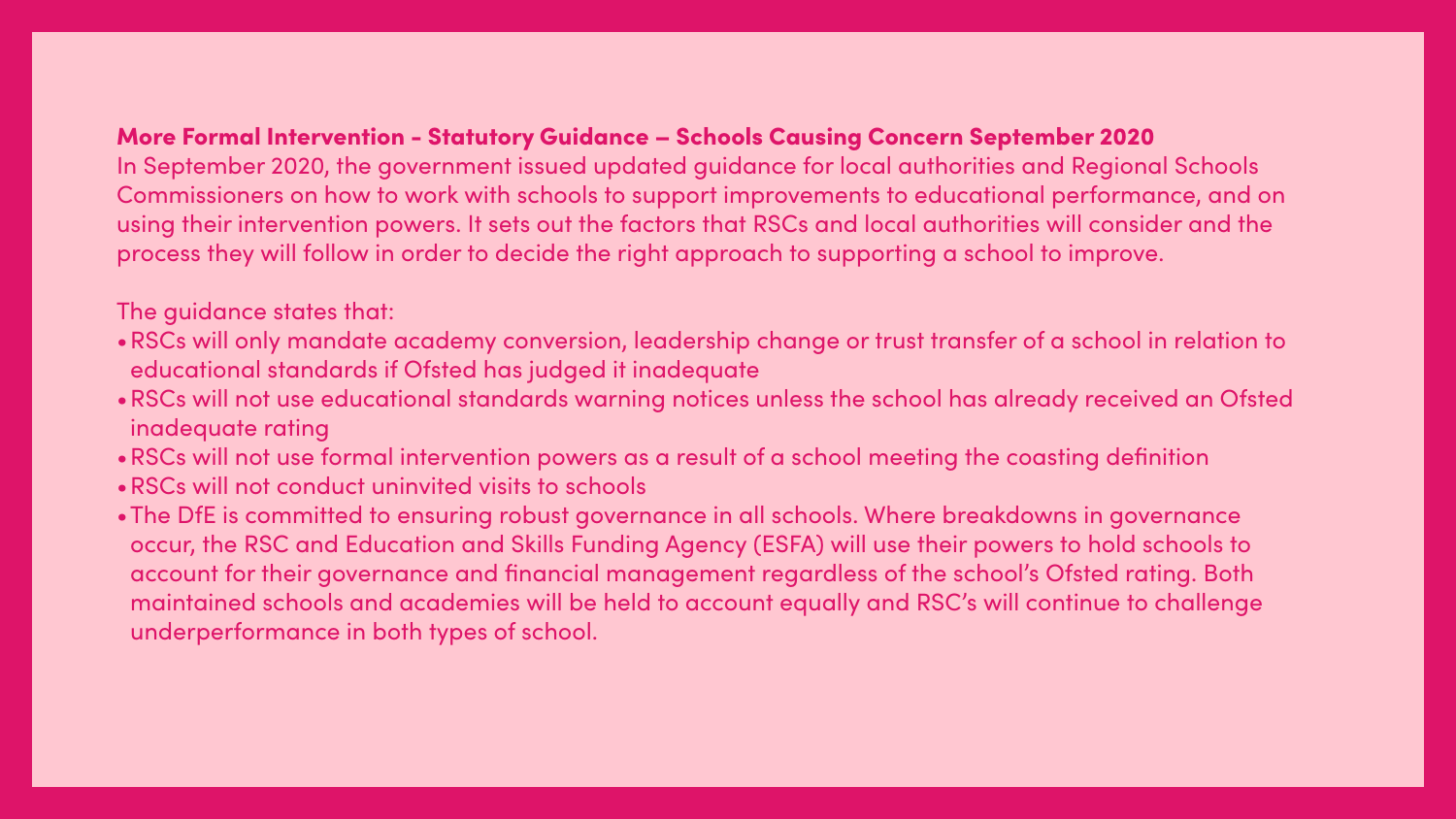## More Formal Intervention - Statutory Guidance – Schools Causing Concern September 2020

In September 2020, the government issued updated guidance for local authorities and Regional Schools Commissioners on how to work with schools to support improvements to educational performance, and on using their intervention powers. It sets out the factors that RSCs and local authorities will consider and the process they will follow in order to decide the right approach to supporting a school to improve.

The guidance states that:

- RSCs will only mandate academy conversion, leadership change or trust transfer of a school in relation to educational standards if Ofsted has judged it inadequate
- RSCs will not use educational standards warning notices unless the school has already received an Ofsted inadequate rating
- RSCs will not use formal intervention powers as a result of a school meeting the coasting definition
- RSCs will not conduct uninvited visits to schools
- The DfE is committed to ensuring robust governance in all schools. Where breakdowns in governance occur, the RSC and Education and Skills Funding Agency (ESFA) will use their powers to hold schools to account for their governance and financial management regardless of the school's Ofsted rating. Both maintained schools and academies will be held to account equally and RSC's will continue to challenge underperformance in both types of school.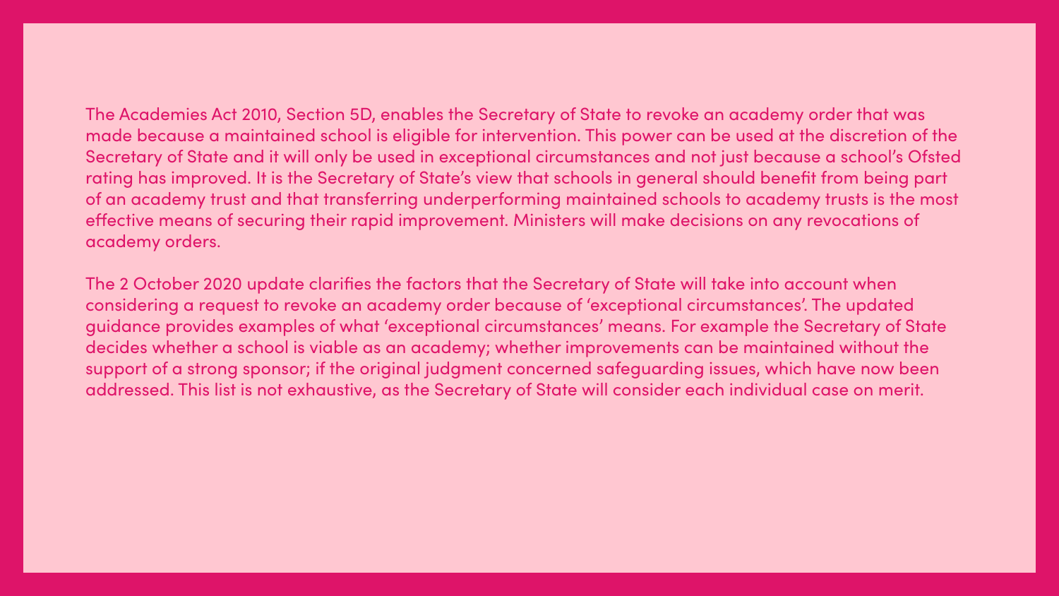The Academies Act 2010, Section 5D, enables the Secretary of State to revoke an academy order that was made because a maintained school is eligible for intervention. This power can be used at the discretion of the Secretary of State and it will only be used in exceptional circumstances and not just because a school's Ofsted rating has improved. It is the Secretary of State's view that schools in general should benefit from being part of an academy trust and that transferring underperforming maintained schools to academy trusts is the most effective means of securing their rapid improvement. Ministers will make decisions on any revocations of academy orders.

The 2 October 2020 update clarifies the factors that the Secretary of State will take into account when considering a request to revoke an academy order because of 'exceptional circumstances'. The updated guidance provides examples of what 'exceptional circumstances' means. For example the Secretary of State decides whether a school is viable as an academy; whether improvements can be maintained without the support of a strong sponsor; if the original judgment concerned safeguarding issues, which have now been addressed. This list is not exhaustive, as the Secretary of State will consider each individual case on merit.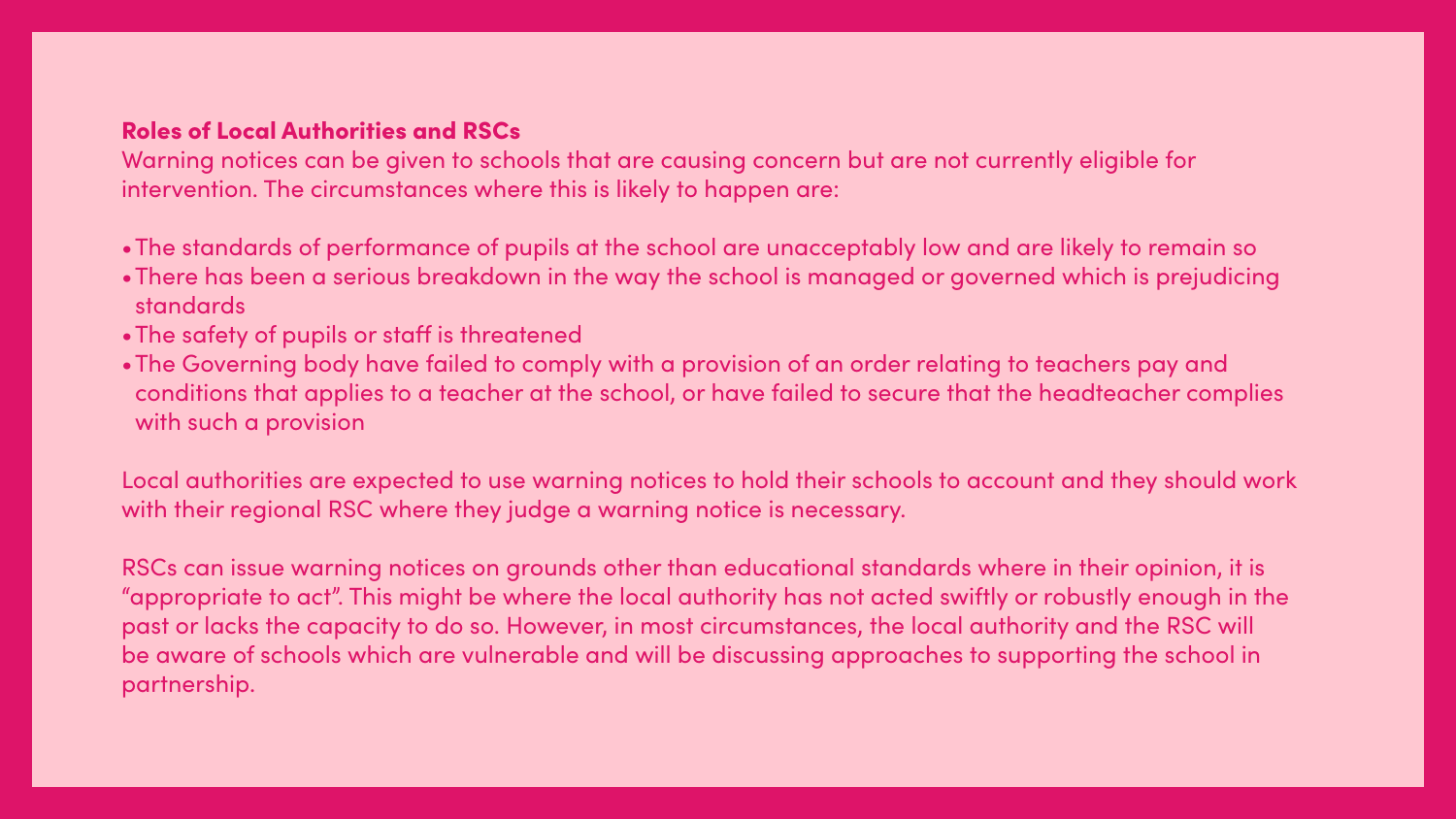## Roles of Local Authorities and RSCs

Warning notices can be given to schools that are causing concern but are not currently eligible for intervention. The circumstances where this is likely to happen are:

- The standards of performance of pupils at the school are unacceptably low and are likely to remain so
- There has been a serious breakdown in the way the school is managed or governed which is prejudicing standards
- The safety of pupils or staff is threatened
- The Governing body have failed to comply with a provision of an order relating to teachers pay and conditions that applies to a teacher at the school, or have failed to secure that the headteacher complies with such a provision

Local authorities are expected to use warning notices to hold their schools to account and they should work with their regional RSC where they judge a warning notice is necessary.

RSCs can issue warning notices on grounds other than educational standards where in their opinion, it is "appropriate to act". This might be where the local authority has not acted swiftly or robustly enough in the past or lacks the capacity to do so. However, in most circumstances, the local authority and the RSC will be aware of schools which are vulnerable and will be discussing approaches to supporting the school in partnership.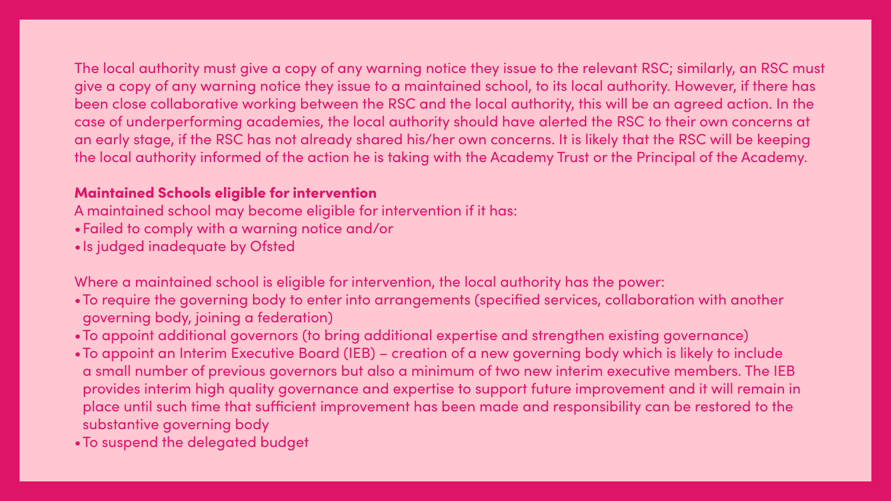The local authority must give a copy of any warning notice they issue to the relevant RSC; similarly, an RSC must give a copy of any warning notice they issue to a maintained school, to its local authority. However, if there has been close collaborative working between the RSC and the local authority, this will be an agreed action. In the case of underperforming academies, the local authority should have alerted the RSC to their own concerns at an early stage, if the RSC has not already shared his/her own concerns. It is likely that the RSC will be keeping the local authority informed of the action he is taking with the Academy Trust or the Principal of the Academy.

**Maintained Schools eligible for intervention**

A maintained school may become eligible for intervention if it has:

- Failed to comply with a warning notice and/or
- Is judged inadequate by Ofsted

Where a maintained school is eligible for intervention, the local authority has the power:

- To require the governing body to enter into arrangements (specified services, collaboration with another governing body, joining a federation)
- To appoint additional governors (to bring additional expertise and strengthen existing governance)
- To appoint an Interim Executive Board (IEB) – creation of a new governing body which is likely to include a small number of previous governors but also a minimum of two new interim executive members. The IEB provides interim high quality governance and expertise to support future improvement and it will remain in place until such time that sufficient improvement has been made and responsibility can be restored to the substantive governing body
- To suspend the delegated budget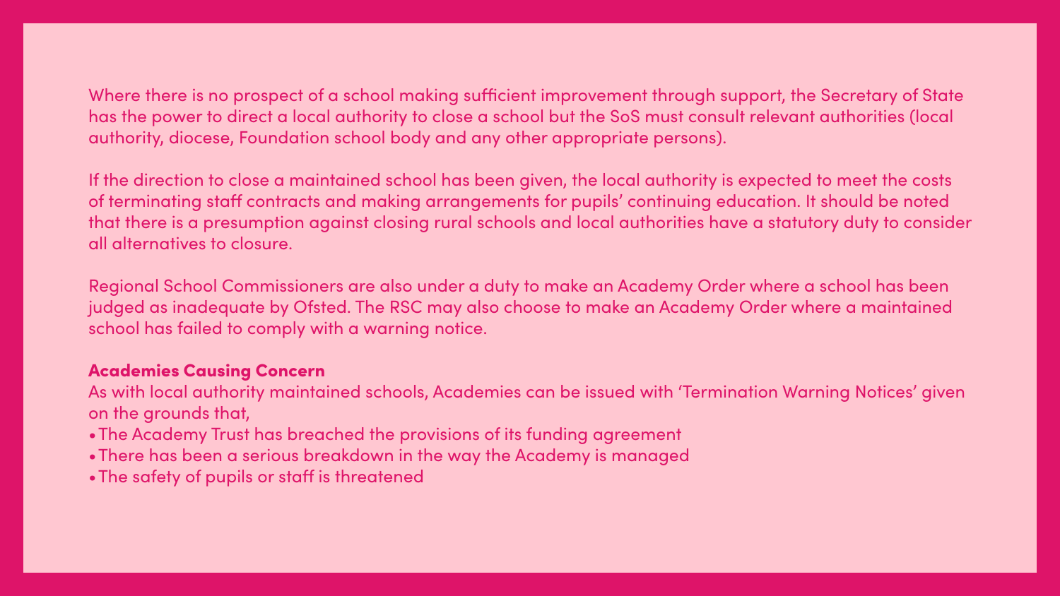Where there is no prospect of a school making sufficient improvement through support, the Secretary of State has the power to direct a local authority to close a school but the SoS must consult relevant authorities (local authority, diocese, Foundation school body and any other appropriate persons).

If the direction to close a maintained school has been given, the local authority is expected to meet the costs of terminating staff contracts and making arrangements for pupils' continuing education. It should be noted that there is a presumption against closing rural schools and local authorities have a statutory duty to consider all alternatives to closure.

Regional School Commissioners are also under a duty to make an Academy Order where a school has been judged as inadequate by Ofsted. The RSC may also choose to make an Academy Order where a maintained school has failed to comply with a warning notice.

**Academies Causing Concern**

As with local authority maintained schools, Academies can be issued with 'Termination Warning Notices' given on the grounds that,

- The Academy Trust has breached the provisions of its funding agreement
- There has been a serious breakdown in the way the Academy is managed
- The safety of pupils or staff is threatened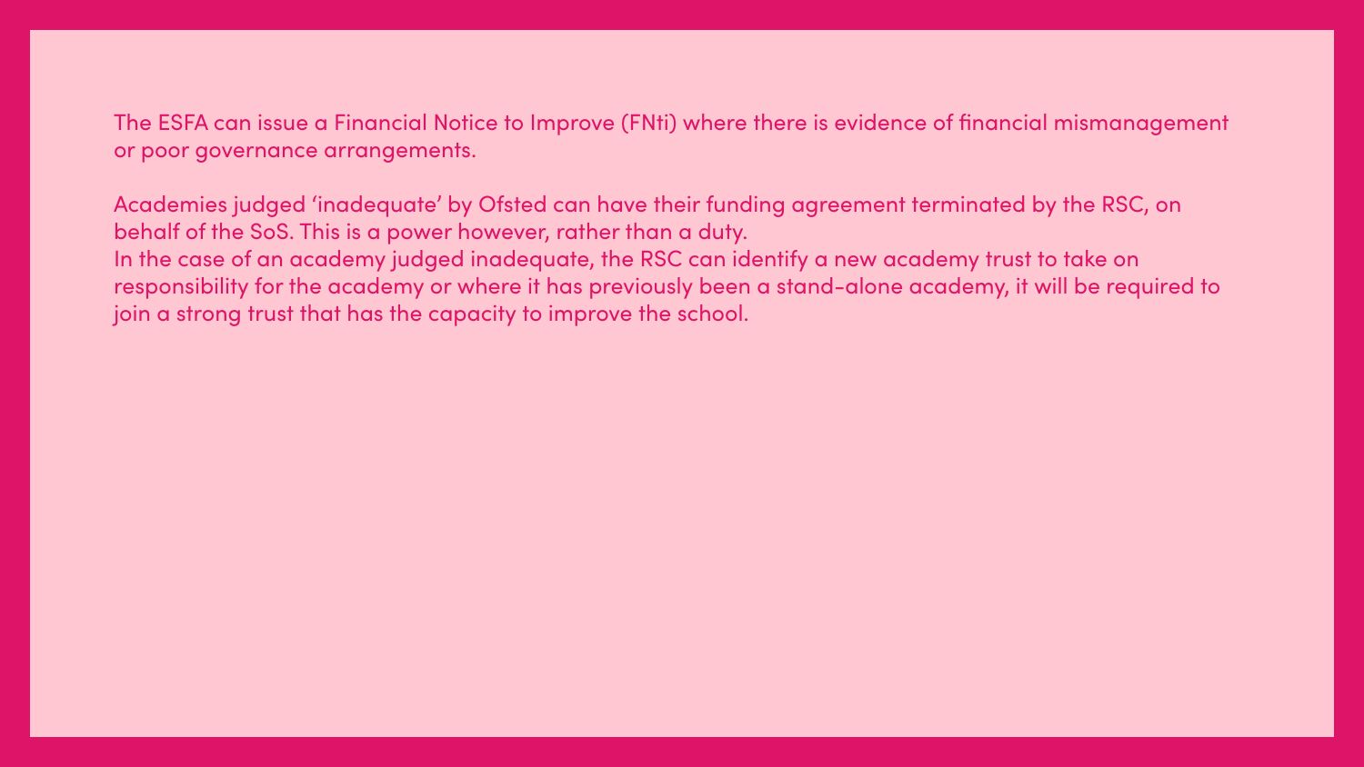The ESFA can issue a Financial Notice to Improve (FNti) where there is evidence of financial mismanagement or poor governance arrangements.

Academies judged ‘inadequate’ by Ofsted can have their funding agreement terminated by the RSC, on behalf of the SoS. This is a power however, rather than a duty.
In the case of an academy judged inadequate, the RSC can identify a new academy trust to take on responsibility for the academy or where it has previously been a stand-alone academy, it will be required to join a strong trust that has the capacity to improve the school.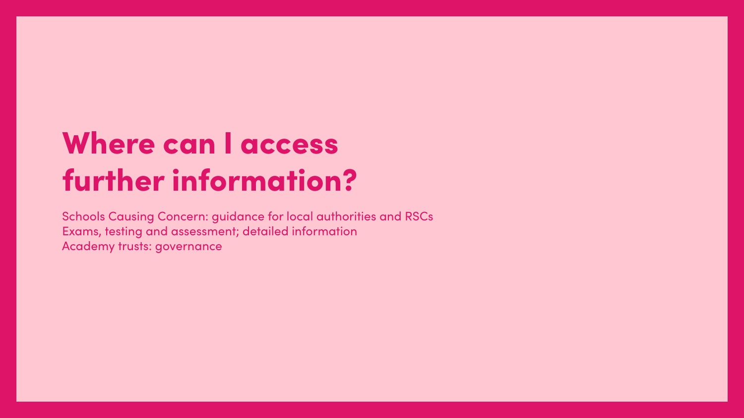# Where can I access further information?

Schools Causing Concern: guidance for local authorities and RSCs
Exams, testing and assessment; detailed information
Academy trusts: governance